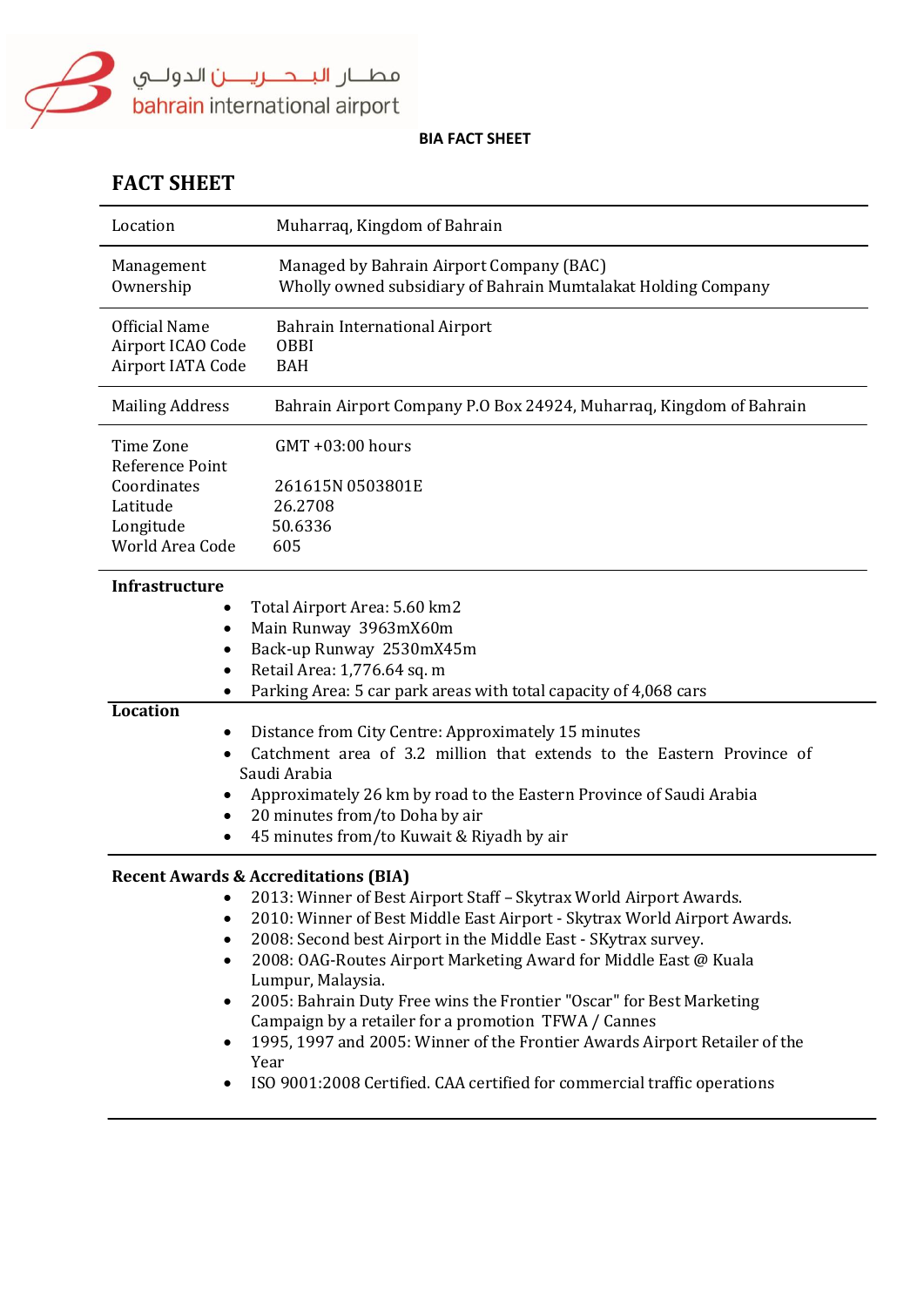مطــار البــحــريـــن الدولــي
bahrain international airport

**BIA FACT SHEET**

# FACT SHEET

| | |
|---|---|
| Location | Muharraq, Kingdom of Bahrain |
| Management<br>Ownership | Managed by Bahrain Airport Company (BAC)<br>Wholly owned subsidiary of Bahrain Mumtalakat Holding Company |
| Official Name<br>Airport ICAO Code<br>Airport IATA Code | Bahrain International Airport<br>OBBI<br>BAH |
| Mailing Address | Bahrain Airport Company P.O Box 24924, Muharraq, Kingdom of Bahrain |
| Time Zone<br>Reference Point<br>Coordinates<br>Latitude<br>Longitude<br>World Area Code | GMT +03:00 hours<br><br>261615N 0503801E<br>26.2708<br>50.6336<br>605 |

**Infrastructure**

- Total Airport Area: 5.60 km2
- Main Runway 3963mX60m
- Back-up Runway 2530mX45m
- Retail Area: 1,776.64 sq. m
- Parking Area: 5 car park areas with total capacity of 4,068 cars

**Location**

- Distance from City Centre: Approximately 15 minutes
- Catchment area of 3.2 million that extends to the Eastern Province of Saudi Arabia
- Approximately 26 km by road to the Eastern Province of Saudi Arabia
- 20 minutes from/to Doha by air
- 45 minutes from/to Kuwait & Riyadh by air

**Recent Awards & Accreditations (BIA)**

- 2013: Winner of Best Airport Staff – Skytrax World Airport Awards.
- 2010: Winner of Best Middle East Airport - Skytrax World Airport Awards.
- 2008: Second best Airport in the Middle East - SKytrax survey.
- 2008: OAG-Routes Airport Marketing Award for Middle East @ Kuala Lumpur, Malaysia.
- 2005: Bahrain Duty Free wins the Frontier "Oscar" for Best Marketing Campaign by a retailer for a promotion TFWA / Cannes
- 1995, 1997 and 2005: Winner of the Frontier Awards Airport Retailer of the Year
- ISO 9001:2008 Certified. CAA certified for commercial traffic operations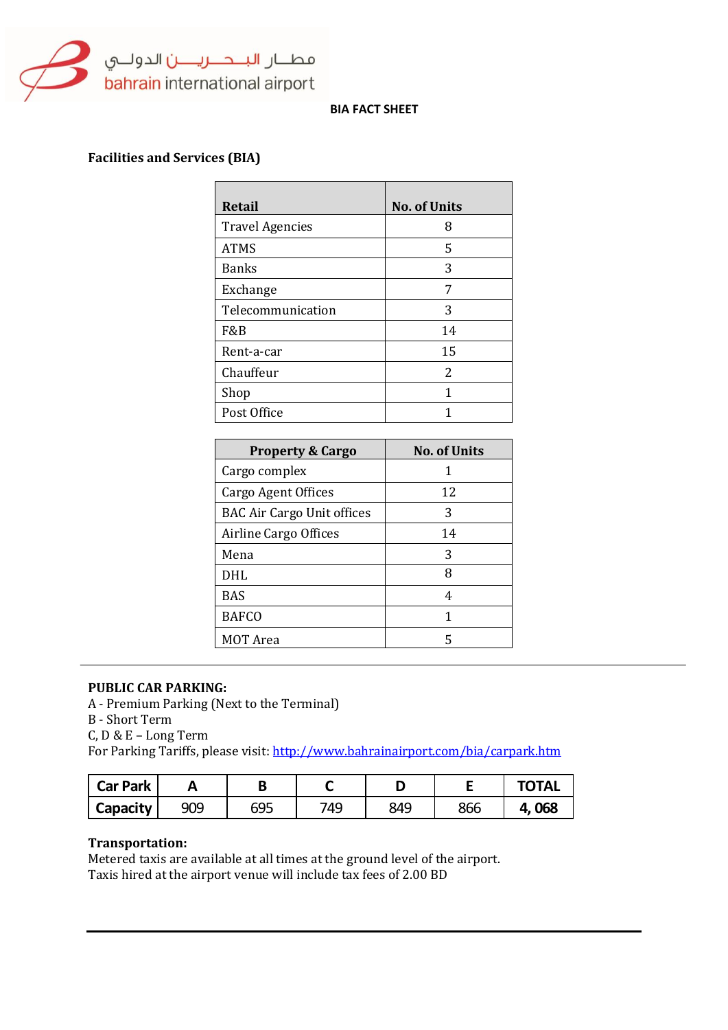مطار البحرين الدولي
bahrain international airport

# BIA FACT SHEET

## Facilities and Services (BIA)

| Retail | No. of Units |
|---|---|
| Travel Agencies | 8 |
| ATMS | 5 |
| Banks | 3 |
| Exchange | 7 |
| Telecommunication | 3 |
| F&B | 14 |
| Rent-a-car | 15 |
| Chauffeur | 2 |
| Shop | 1 |
| Post Office | 1 |

| Property & Cargo | No. of Units |
|---|---|
| Cargo complex | 1 |
| Cargo Agent Offices | 12 |
| BAC Air Cargo Unit offices | 3 |
| Airline Cargo Offices | 14 |
| Mena | 3 |
| DHL | 8 |
| BAS | 4 |
| BAFCO | 1 |
| MOT Area | 5 |

---

**PUBLIC CAR PARKING:**
A - Premium Parking (Next to the Terminal)
B - Short Term
C, D & E – Long Term
For Parking Tariffs, please visit: [http://www.bahrainairport.com/bia/carpark.htm](http://www.bahrainairport.com/bia/carpark.htm)

| Car Park | A | B | C | D | E | TOTAL |
|---|---|---|---|---|---|---|
| Capacity | 909 | 695 | 749 | 849 | 866 | **4, 068** |

**Transportation:**
Metered taxis are available at all times at the ground level of the airport.
Taxis hired at the airport venue will include tax fees of 2.00 BD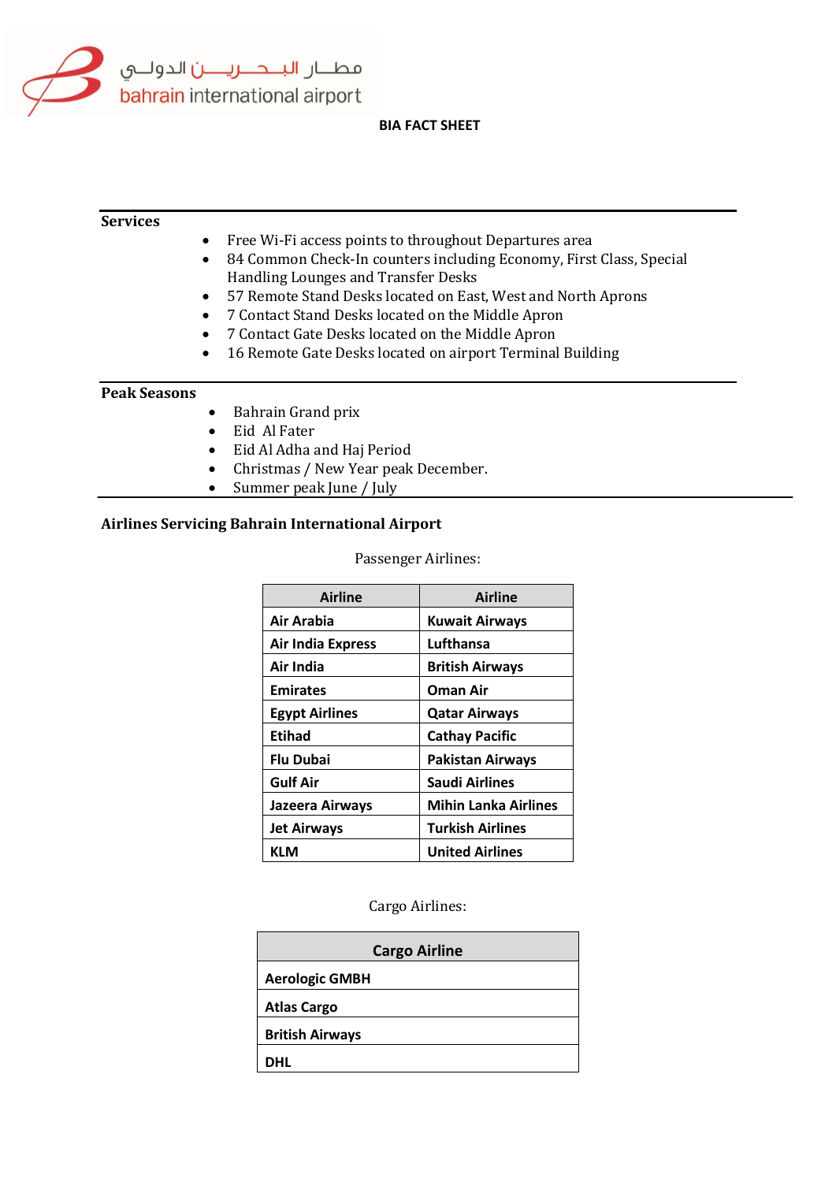مطـار البـحـريـن الدولـي
bahrain international airport

# BIA FACT SHEET

## Services

- Free Wi-Fi access points to throughout Departures area
- 84 Common Check-In counters including Economy, First Class, Special Handling Lounges and Transfer Desks
- 57 Remote Stand Desks located on East, West and North Aprons
- 7 Contact Stand Desks located on the Middle Apron
- 7 Contact Gate Desks located on the Middle Apron
- 16 Remote Gate Desks located on airport Terminal Building

## Peak Seasons

- Bahrain Grand prix
- Eid Al Fater
- Eid Al Adha and Haj Period
- Christmas / New Year peak December.
- Summer peak June / July

## Airlines Servicing Bahrain International Airport

Passenger Airlines:

| Airline | Airline |
|---|---|
| Air Arabia | Kuwait Airways |
| Air India Express | Lufthansa |
| Air India | British Airways |
| Emirates | Oman Air |
| Egypt Airlines | Qatar Airways |
| Etihad | Cathay Pacific |
| Flu Dubai | Pakistan Airways |
| Gulf Air | Saudi Airlines |
| Jazeera Airways | Mihin Lanka Airlines |
| Jet Airways | Turkish Airlines |
| KLM | United Airlines |

Cargo Airlines:

| Cargo Airline |
|---|
| Aerologic GMBH |
| Atlas Cargo |
| British Airways |
| DHL |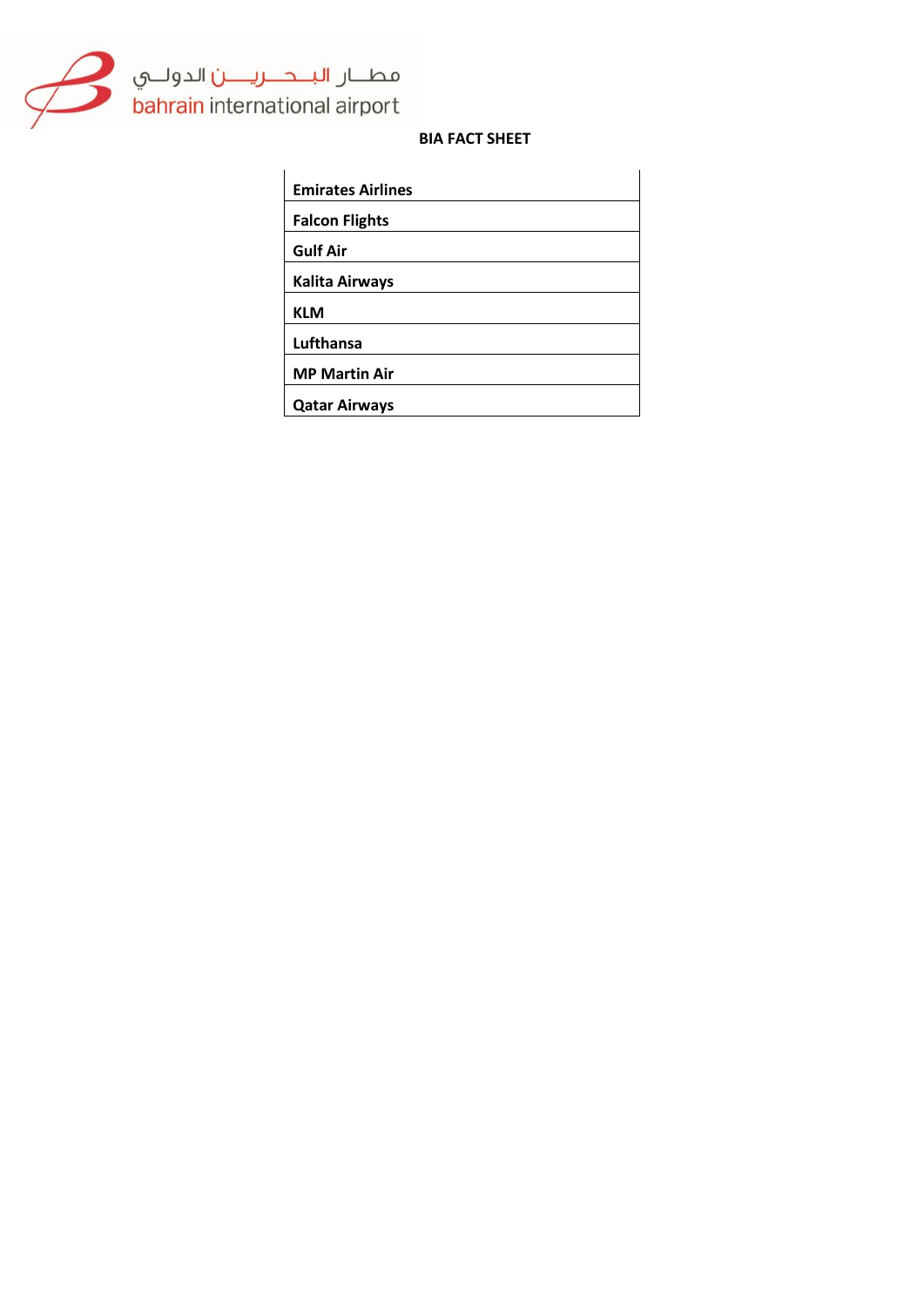مطـــار البــحـــريـــن الدولـــي
bahrain international airport

**BIA FACT SHEET**

| |
|---|
| **Emirates Airlines** |
| **Falcon Flights** |
| **Gulf Air** |
| **Kalita Airways** |
| **KLM** |
| **Lufthansa** |
| **MP Martin Air** |
| **Qatar Airways** |